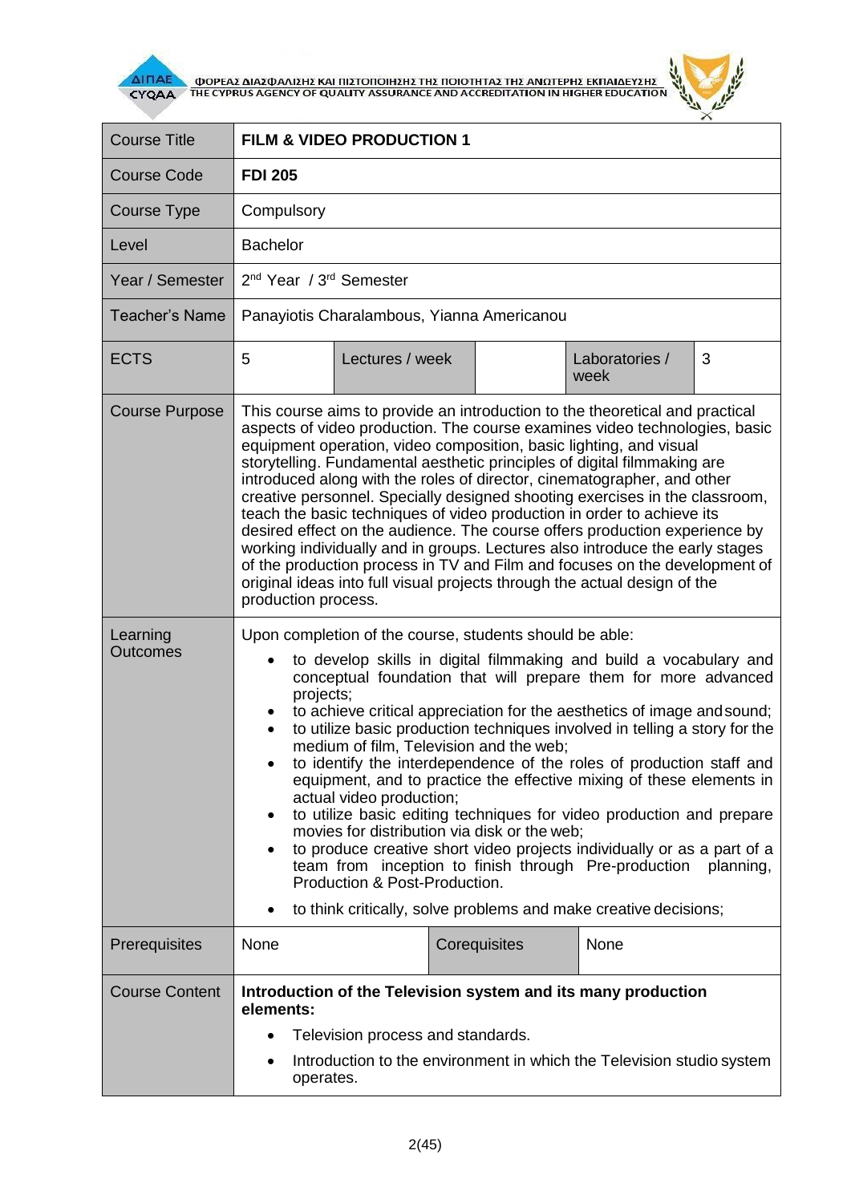| Course Title | **FILM & VIDEO PRODUCTION 1** | | | | |
|---|---|---|---|---|---|
| Course Code | **FDI 205** | | | | |
| Course Type | Compulsory | | | | |
| Level | Bachelor | | | | |
| Year / Semester | 2nd Year / 3rd Semester | | | | |
| Teacher's Name | Panayiotis Charalambous, Yianna Americanou | | | | |
| ECTS | 5 | Lectures / week | | Laboratories / week | 3 |
| Course Purpose | This course aims to provide an introduction to the theoretical and practical aspects of video production. The course examines video technologies, basic equipment operation, video composition, basic lighting, and visual storytelling. Fundamental aesthetic principles of digital filmmaking are introduced along with the roles of director, cinematographer, and other creative personnel. Specially designed shooting exercises in the classroom, teach the basic techniques of video production in order to achieve its desired effect on the audience. The course offers production experience by working individually and in groups. Lectures also introduce the early stages of the production process in TV and Film and focuses on the development of original ideas into full visual projects through the actual design of the production process. | | | | |
| Learning Outcomes | Upon completion of the course, students should be able:<br>• to develop skills in digital filmmaking and build a vocabulary and conceptual foundation that will prepare them for more advanced projects;<br>• to achieve critical appreciation for the aesthetics of image and sound;<br>• to utilize basic production techniques involved in telling a story for the medium of film, Television and the web;<br>• to identify the interdependence of the roles of production staff and equipment, and to practice the effective mixing of these elements in actual video production;<br>• to utilize basic editing techniques for video production and prepare movies for distribution via disk or the web;<br>• to produce creative short video projects individually or as a part of a team from inception to finish through Pre-production planning, Production & Post-Production.<br>• to think critically, solve problems and make creative decisions; | | | | |
| Prerequisites | None | | Corequisites | None | |
| Course Content | **Introduction of the Television system and its many production elements:**<br>• Television process and standards.<br>• Introduction to the environment in which the Television studio system operates. | | | | |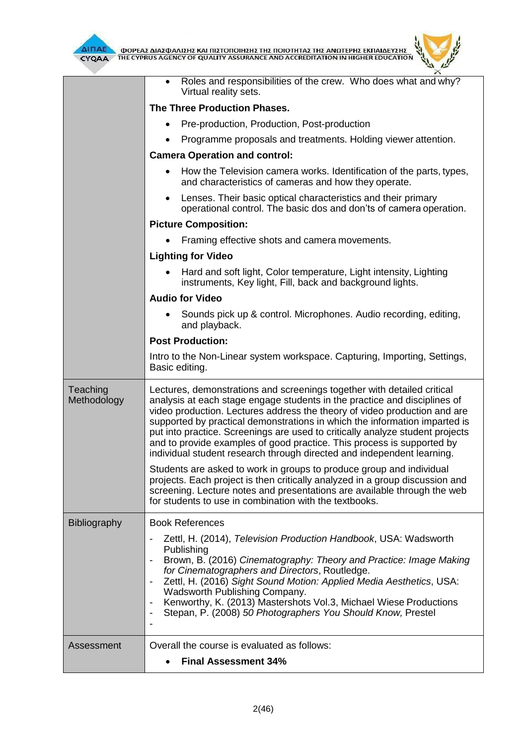| | |
|---|---|
| | • Roles and responsibilities of the crew. Who does what and why? Virtual reality sets.<br>**The Three Production Phases.**<br>• Pre-production, Production, Post-production<br>• Programme proposals and treatments. Holding viewer attention.<br>**Camera Operation and control:**<br>• How the Television camera works. Identification of the parts, types, and characteristics of cameras and how they operate.<br>• Lenses. Their basic optical characteristics and their primary operational control. The basic dos and don'ts of camera operation.<br>**Picture Composition:**<br>• Framing effective shots and camera movements.<br>**Lighting for Video**<br>• Hard and soft light, Color temperature, Light intensity, Lighting instruments, Key light, Fill, back and background lights.<br>**Audio for Video**<br>• Sounds pick up & control. Microphones. Audio recording, editing, and playback.<br>**Post Production:**<br>Intro to the Non-Linear system workspace. Capturing, Importing, Settings, Basic editing. |
| Teaching Methodology | Lectures, demonstrations and screenings together with detailed critical analysis at each stage engage students in the practice and disciplines of video production. Lectures address the theory of video production and are supported by practical demonstrations in which the information imparted is put into practice. Screenings are used to critically analyze student projects and to provide examples of good practice. This process is supported by individual student research through directed and independent learning.<br><br>Students are asked to work in groups to produce group and individual projects. Each project is then critically analyzed in a group discussion and screening. Lecture notes and presentations are available through the web for students to use in combination with the textbooks. |
| Bibliography | Book References<br>- Zettl, H. (2014), *Television Production Handbook*, USA: Wadsworth Publishing<br>- Brown, B. (2016) *Cinematography: Theory and Practice: Image Making for Cinematographers and Directors*, Routledge.<br>- Zettl, H. (2016) *Sight Sound Motion: Applied Media Aesthetics*, USA: Wadsworth Publishing Company.<br>- Kenworthy, K. (2013) Mastershots Vol.3, Michael Wiese Productions<br>- Stepan, P. (2008) *50 Photographers You Should Know,* Prestel<br>- |
| Assessment | Overall the course is evaluated as follows:<br>• **Final Assessment 34%** |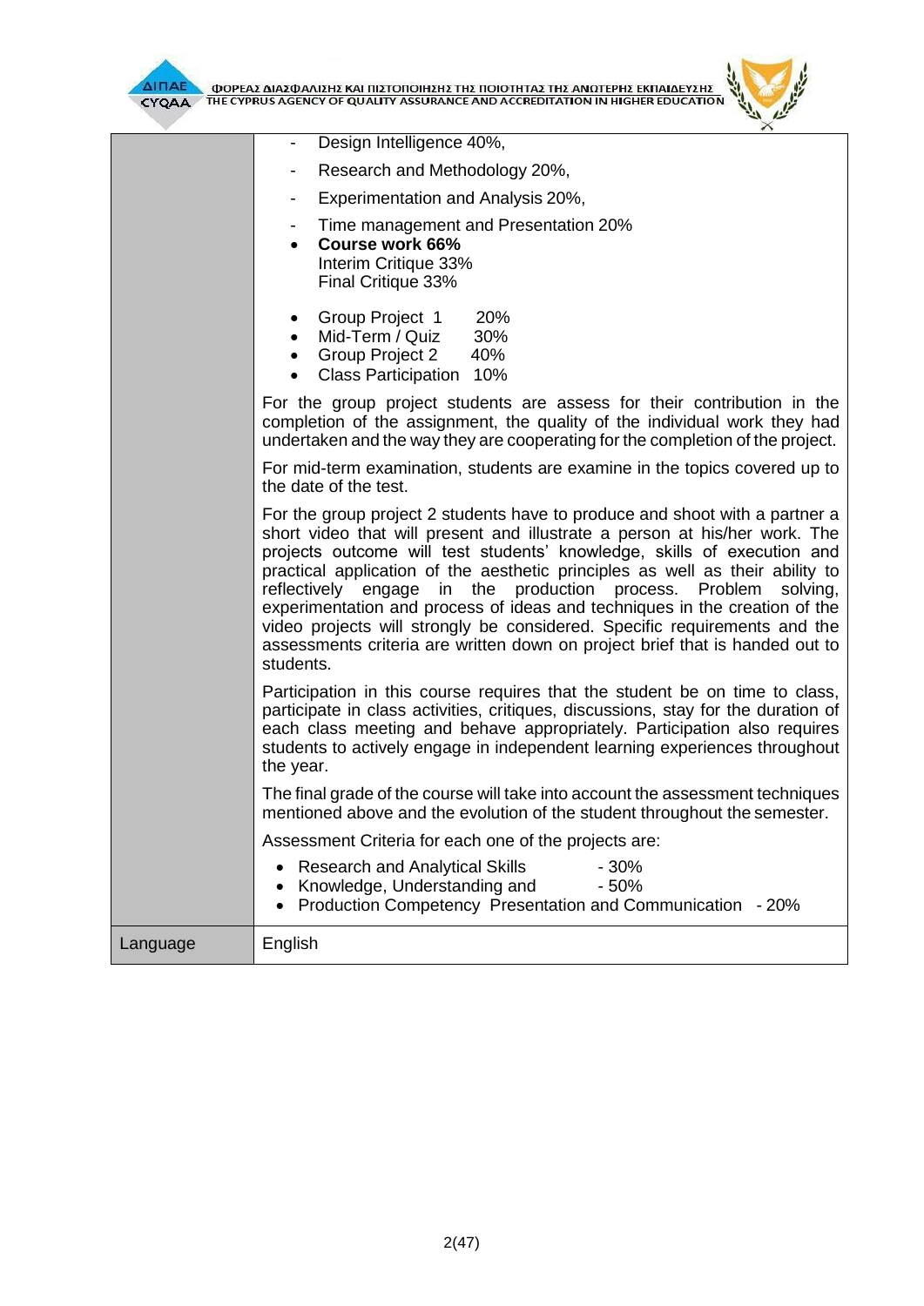| | |
|---|---|
| | - Design Intelligence 40%,<br>- Research and Methodology 20%,<br>- Experimentation and Analysis 20%,<br>- Time management and Presentation 20%<br>• **Course work 66%**<br>Interim Critique 33%<br>Final Critique 33%<br><br>• Group Project 1 20%<br>• Mid-Term / Quiz 30%<br>• Group Project 2 40%<br>• Class Participation 10%<br><br>For the group project students are assess for their contribution in the completion of the assignment, the quality of the individual work they had undertaken and the way they are cooperating for the completion of the project.<br><br>For mid-term examination, students are examine in the topics covered up to the date of the test.<br><br>For the group project 2 students have to produce and shoot with a partner a short video that will present and illustrate a person at his/her work. The projects outcome will test students' knowledge, skills of execution and practical application of the aesthetic principles as well as their ability to reflectively engage in the production process. Problem solving, experimentation and process of ideas and techniques in the creation of the video projects will strongly be considered. Specific requirements and the assessments criteria are written down on project brief that is handed out to students.<br><br>Participation in this course requires that the student be on time to class, participate in class activities, critiques, discussions, stay for the duration of each class meeting and behave appropriately. Participation also requires students to actively engage in independent learning experiences throughout the year.<br><br>The final grade of the course will take into account the assessment techniques mentioned above and the evolution of the student throughout the semester.<br><br>Assessment Criteria for each one of the projects are:<br>• Research and Analytical Skills - 30%<br>• Knowledge, Understanding and - 50%<br>• Production Competency Presentation and Communication - 20% |
| Language | English |